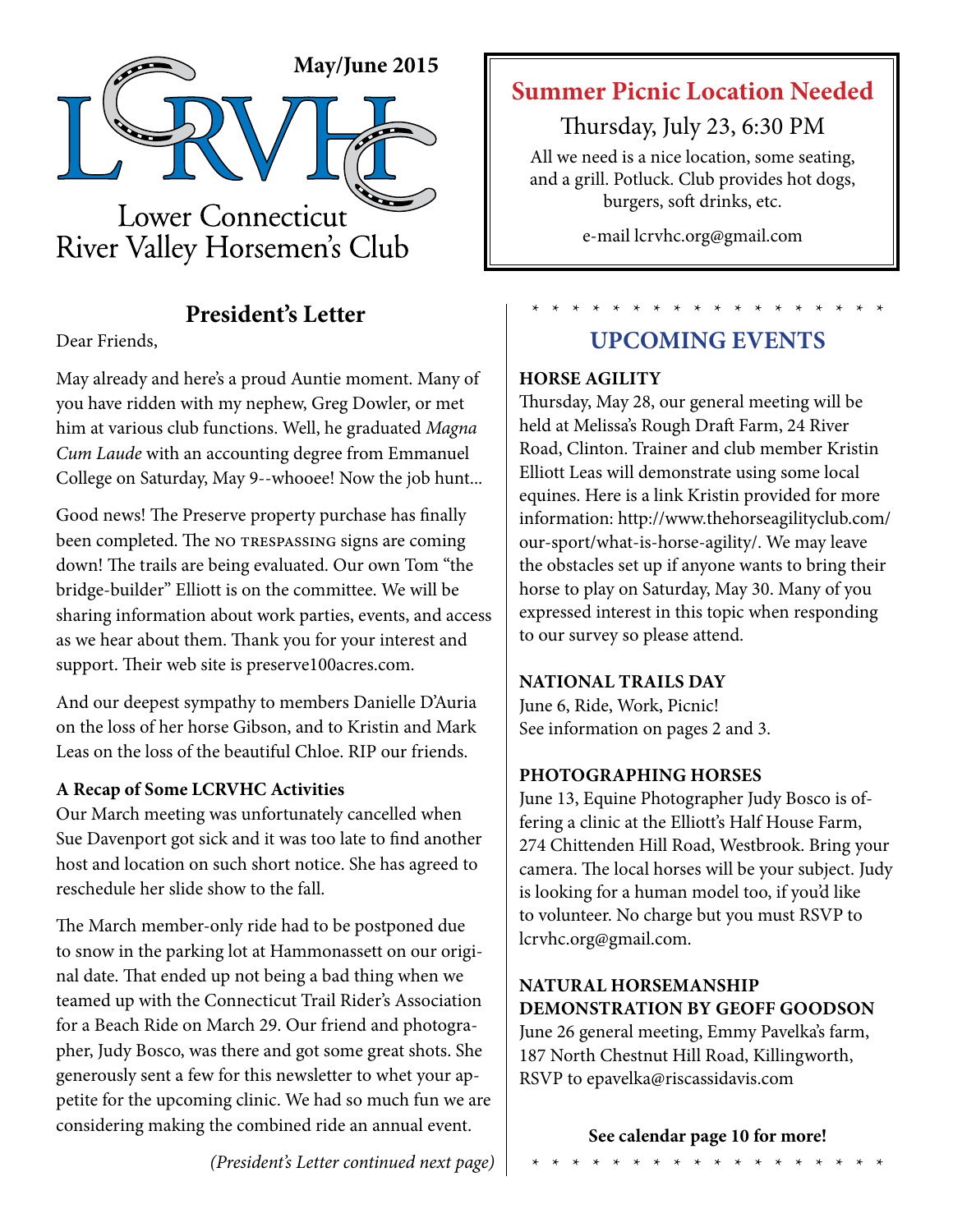May/June 2015

# LCRVHC

Lower Connecticut River Valley Horsemen's Club

## President's Letter

Dear Friends,

May already and here's a proud Auntie moment. Many of you have ridden with my nephew, Greg Dowler, or met him at various club functions. Well, he graduated *Magna Cum Laude* with an accounting degree from Emmanuel College on Saturday, May 9--whooee! Now the job hunt...

Good news! The Preserve property purchase has finally been completed. The NO TRESPASSING signs are coming down! The trails are being evaluated. Our own Tom "the bridge-builder" Elliott is on the committee. We will be sharing information about work parties, events, and access as we hear about them. Thank you for your interest and support. Their web site is preserve100acres.com.

And our deepest sympathy to members Danielle D'Auria on the loss of her horse Gibson, and to Kristin and Mark Leas on the loss of the beautiful Chloe. RIP our friends.

**A Recap of Some LCRVHC Activities**

Our March meeting was unfortunately cancelled when Sue Davenport got sick and it was too late to find another host and location on such short notice. She has agreed to reschedule her slide show to the fall.

The March member-only ride had to be postponed due to snow in the parking lot at Hammonassett on our original date. That ended up not being a bad thing when we teamed up with the Connecticut Trail Rider's Association for a Beach Ride on March 29. Our friend and photographer, Judy Bosco, was there and got some great shots. She generously sent a few for this newsletter to whet your appetite for the upcoming clinic. We had so much fun we are considering making the combined ride an annual event.

*(President's Letter continued next page)*

## Summer Picnic Location Needed

Thursday, July 23, 6:30 PM

All we need is a nice location, some seating, and a grill. Potluck. Club provides hot dogs, burgers, soft drinks, etc.

e-mail lcrvhc.org@gmail.com

* * * * * * * * * * * * * * * * * * *

## UPCOMING EVENTS

**HORSE AGILITY**

Thursday, May 28, our general meeting will be held at Melissa's Rough Draft Farm, 24 River Road, Clinton. Trainer and club member Kristin Elliott Leas will demonstrate using some local equines. Here is a link Kristin provided for more information: http://www.thehorseagilityclub.com/our-sport/what-is-horse-agility/. We may leave the obstacles set up if anyone wants to bring their horse to play on Saturday, May 30. Many of you expressed interest in this topic when responding to our survey so please attend.

**NATIONAL TRAILS DAY**

June 6, Ride, Work, Picnic!
See information on pages 2 and 3.

**PHOTOGRAPHING HORSES**

June 13, Equine Photographer Judy Bosco is offering a clinic at the Elliott's Half House Farm, 274 Chittenden Hill Road, Westbrook. Bring your camera. The local horses will be your subject. Judy is looking for a human model too, if you'd like to volunteer. No charge but you must RSVP to lcrvhc.org@gmail.com.

**NATURAL HORSEMANSHIP DEMONSTRATION BY GEOFF GOODSON**

June 26 general meeting, Emmy Pavelka's farm, 187 North Chestnut Hill Road, Killingworth, RSVP to epavelka@riscassidavis.com

**See calendar page 10 for more!**

* * * * * * * * * * * * * * * * * * *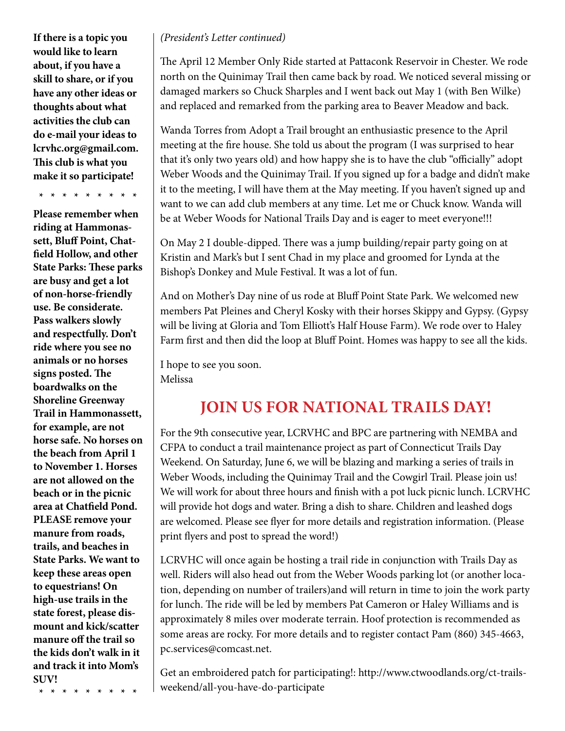**If there is a topic you would like to learn about, if you have a skill to share, or if you have any other ideas or thoughts about what activities the club can do e-mail your ideas to lcrvhc.org@gmail.com. This club is what you make it so participate!**

\* \* \* \* \* \* \* \* \*

**Please remember when riding at Hammonassett, Bluff Point, Chatfield Hollow, and other State Parks: These parks are busy and get a lot of non-horse-friendly use. Be considerate. Pass walkers slowly and respectfully. Don't ride where you see no animals or no horses signs posted. The boardwalks on the Shoreline Greenway Trail in Hammonassett, for example, are not horse safe. No horses on the beach from April 1 to November 1. Horses are not allowed on the beach or in the picnic area at Chatfield Pond. PLEASE remove your manure from roads, trails, and beaches in State Parks. We want to keep these areas open to equestrians! On high-use trails in the state forest, please dismount and kick/scatter manure off the trail so the kids don't walk in it and track it into Mom's SUV!**

\* \* \* \* \* \* \* \* \*

*(President's Letter continued)*

The April 12 Member Only Ride started at Pattaconk Reservoir in Chester. We rode north on the Quinimay Trail then came back by road. We noticed several missing or damaged markers so Chuck Sharples and I went back out May 1 (with Ben Wilke) and replaced and remarked from the parking area to Beaver Meadow and back.

Wanda Torres from Adopt a Trail brought an enthusiastic presence to the April meeting at the fire house. She told us about the program (I was surprised to hear that it's only two years old) and how happy she is to have the club "officially" adopt Weber Woods and the Quinimay Trail. If you signed up for a badge and didn't make it to the meeting, I will have them at the May meeting. If you haven't signed up and want to we can add club members at any time. Let me or Chuck know. Wanda will be at Weber Woods for National Trails Day and is eager to meet everyone!!!

On May 2 I double-dipped. There was a jump building/repair party going on at Kristin and Mark's but I sent Chad in my place and groomed for Lynda at the Bishop's Donkey and Mule Festival. It was a lot of fun.

And on Mother's Day nine of us rode at Bluff Point State Park. We welcomed new members Pat Pleines and Cheryl Kosky with their horses Skippy and Gypsy. (Gypsy will be living at Gloria and Tom Elliott's Half House Farm). We rode over to Haley Farm first and then did the loop at Bluff Point. Homes was happy to see all the kids.

I hope to see you soon.
Melissa

## JOIN US FOR NATIONAL TRAILS DAY!

For the 9th consecutive year, LCRVHC and BPC are partnering with NEMBA and CFPA to conduct a trail maintenance project as part of Connecticut Trails Day Weekend. On Saturday, June 6, we will be blazing and marking a series of trails in Weber Woods, including the Quinimay Trail and the Cowgirl Trail. Please join us! We will work for about three hours and finish with a pot luck picnic lunch. LCRVHC will provide hot dogs and water. Bring a dish to share. Children and leashed dogs are welcomed. Please see flyer for more details and registration information. (Please print flyers and post to spread the word!)

LCRVHC will once again be hosting a trail ride in conjunction with Trails Day as well. Riders will also head out from the Weber Woods parking lot (or another location, depending on number of trailers)and will return in time to join the work party for lunch. The ride will be led by members Pat Cameron or Haley Williams and is approximately 8 miles over moderate terrain. Hoof protection is recommended as some areas are rocky. For more details and to register contact Pam (860) 345-4663, pc.services@comcast.net.

Get an embroidered patch for participating!: http://www.ctwoodlands.org/ct-trails-weekend/all-you-have-do-participate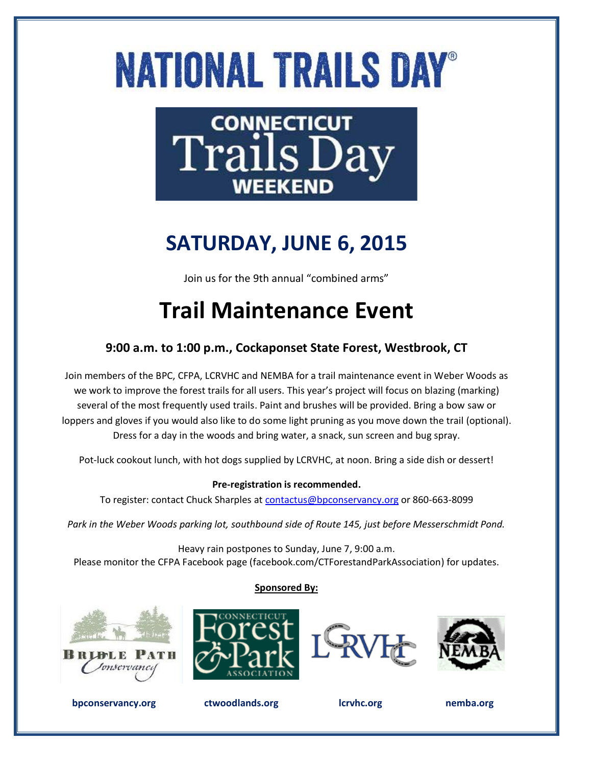# NATIONAL TRAILS DAY®

CONNECTICUT
Trails Day
WEEKEND

## SATURDAY, JUNE 6, 2015

Join us for the 9th annual "combined arms"

# Trail Maintenance Event

### 9:00 a.m. to 1:00 p.m., Cockaponset State Forest, Westbrook, CT

Join members of the BPC, CFPA, LCRVHC and NEMBA for a trail maintenance event in Weber Woods as we work to improve the forest trails for all users. This year's project will focus on blazing (marking) several of the most frequently used trails. Paint and brushes will be provided. Bring a bow saw or loppers and gloves if you would also like to do some light pruning as you move down the trail (optional). Dress for a day in the woods and bring water, a snack, sun screen and bug spray.

Pot-luck cookout lunch, with hot dogs supplied by LCRVHC, at noon. Bring a side dish or dessert!

**Pre-registration is recommended.**

To register: contact Chuck Sharples at contactus@bpconservancy.org or 860-663-8099

*Park in the Weber Woods parking lot, southbound side of Route 145, just before Messerschmidt Pond.*

Heavy rain postpones to Sunday, June 7, 9:00 a.m.
Please monitor the CFPA Facebook page (facebook.com/CTForestandParkAssociation) for updates.

**Sponsored By:**

Bridle Path Conservancy — Connecticut Forest & Park Association — LCRVHC — NEMBA

**bpconservancy.org** **ctwoodlands.org** **lcrvhc.org** **nemba.org**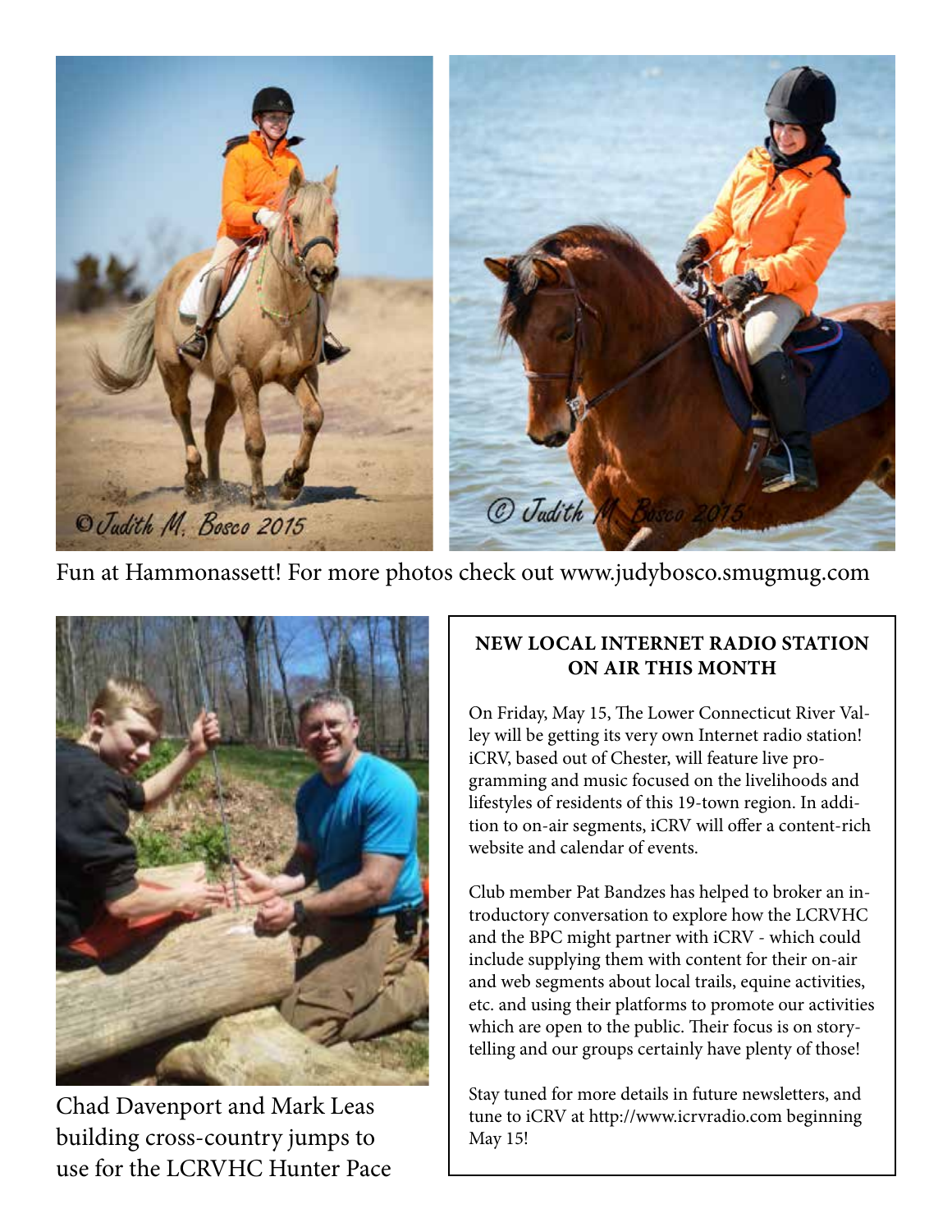Fun at Hammonassett! For more photos check out www.judybosco.smugmug.com

Chad Davenport and Mark Leas building cross-country jumps to use for the LCRVHC Hunter Pace

**NEW LOCAL INTERNET RADIO STATION ON AIR THIS MONTH**

On Friday, May 15, The Lower Connecticut River Valley will be getting its very own Internet radio station! iCRV, based out of Chester, will feature live programming and music focused on the livelihoods and lifestyles of residents of this 19-town region. In addition to on-air segments, iCRV will offer a content-rich website and calendar of events.

Club member Pat Bandzes has helped to broker an introductory conversation to explore how the LCRVHC and the BPC might partner with iCRV - which could include supplying them with content for their on-air and web segments about local trails, equine activities, etc. and using their platforms to promote our activities which are open to the public. Their focus is on storytelling and our groups certainly have plenty of those!

Stay tuned for more details in future newsletters, and tune to iCRV at http://www.icrvradio.com beginning May 15!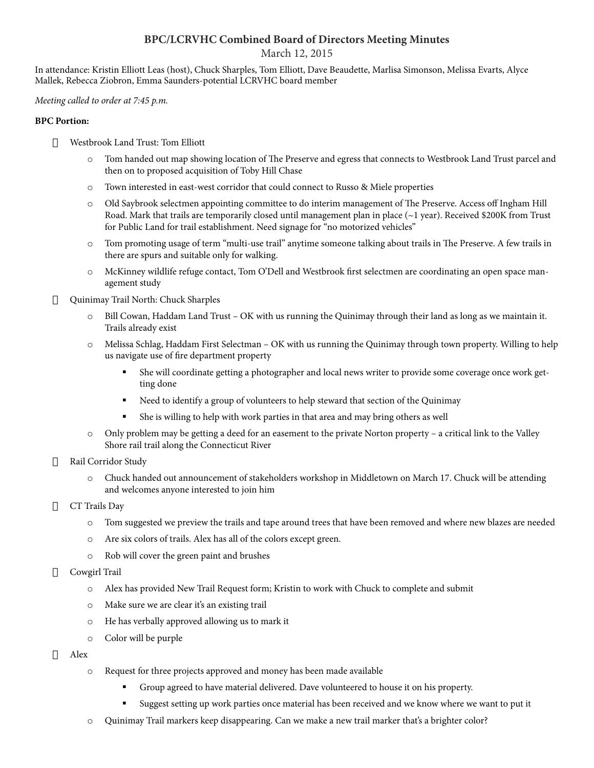# BPC/LCRVHC Combined Board of Directors Meeting Minutes

March 12, 2015

In attendance: Kristin Elliott Leas (host), Chuck Sharples, Tom Elliott, Dave Beaudette, Marlisa Simonson, Melissa Evarts, Alyce Mallek, Rebecca Ziobron, Emma Saunders-potential LCRVHC board member

*Meeting called to order at 7:45 p.m.*

**BPC Portion:**

- Westbrook Land Trust: Tom Elliott
  - Tom handed out map showing location of The Preserve and egress that connects to Westbrook Land Trust parcel and then on to proposed acquisition of Toby Hill Chase
  - Town interested in east-west corridor that could connect to Russo & Miele properties
  - Old Saybrook selectmen appointing committee to do interim management of The Preserve. Access off Ingham Hill Road. Mark that trails are temporarily closed until management plan in place (~1 year). Received $200K from Trust for Public Land for trail establishment. Need signage for "no motorized vehicles"
  - Tom promoting usage of term "multi-use trail" anytime someone talking about trails in The Preserve. A few trails in there are spurs and suitable only for walking.
  - McKinney wildlife refuge contact, Tom O'Dell and Westbrook first selectmen are coordinating an open space management study
- Quinimay Trail North: Chuck Sharples
  - Bill Cowan, Haddam Land Trust – OK with us running the Quinimay through their land as long as we maintain it. Trails already exist
  - Melissa Schlag, Haddam First Selectman – OK with us running the Quinimay through town property. Willing to help us navigate use of fire department property
    - She will coordinate getting a photographer and local news writer to provide some coverage once work getting done
    - Need to identify a group of volunteers to help steward that section of the Quinimay
    - She is willing to help with work parties in that area and may bring others as well
  - Only problem may be getting a deed for an easement to the private Norton property – a critical link to the Valley Shore rail trail along the Connecticut River
- Rail Corridor Study
  - Chuck handed out announcement of stakeholders workshop in Middletown on March 17. Chuck will be attending and welcomes anyone interested to join him
- CT Trails Day
  - Tom suggested we preview the trails and tape around trees that have been removed and where new blazes are needed
  - Are six colors of trails. Alex has all of the colors except green.
  - Rob will cover the green paint and brushes
- Cowgirl Trail
  - Alex has provided New Trail Request form; Kristin to work with Chuck to complete and submit
  - Make sure we are clear it's an existing trail
  - He has verbally approved allowing us to mark it
  - Color will be purple
- Alex
  - Request for three projects approved and money has been made available
    - Group agreed to have material delivered. Dave volunteered to house it on his property.
    - Suggest setting up work parties once material has been received and we know where we want to put it
  - Quinimay Trail markers keep disappearing. Can we make a new trail marker that's a brighter color?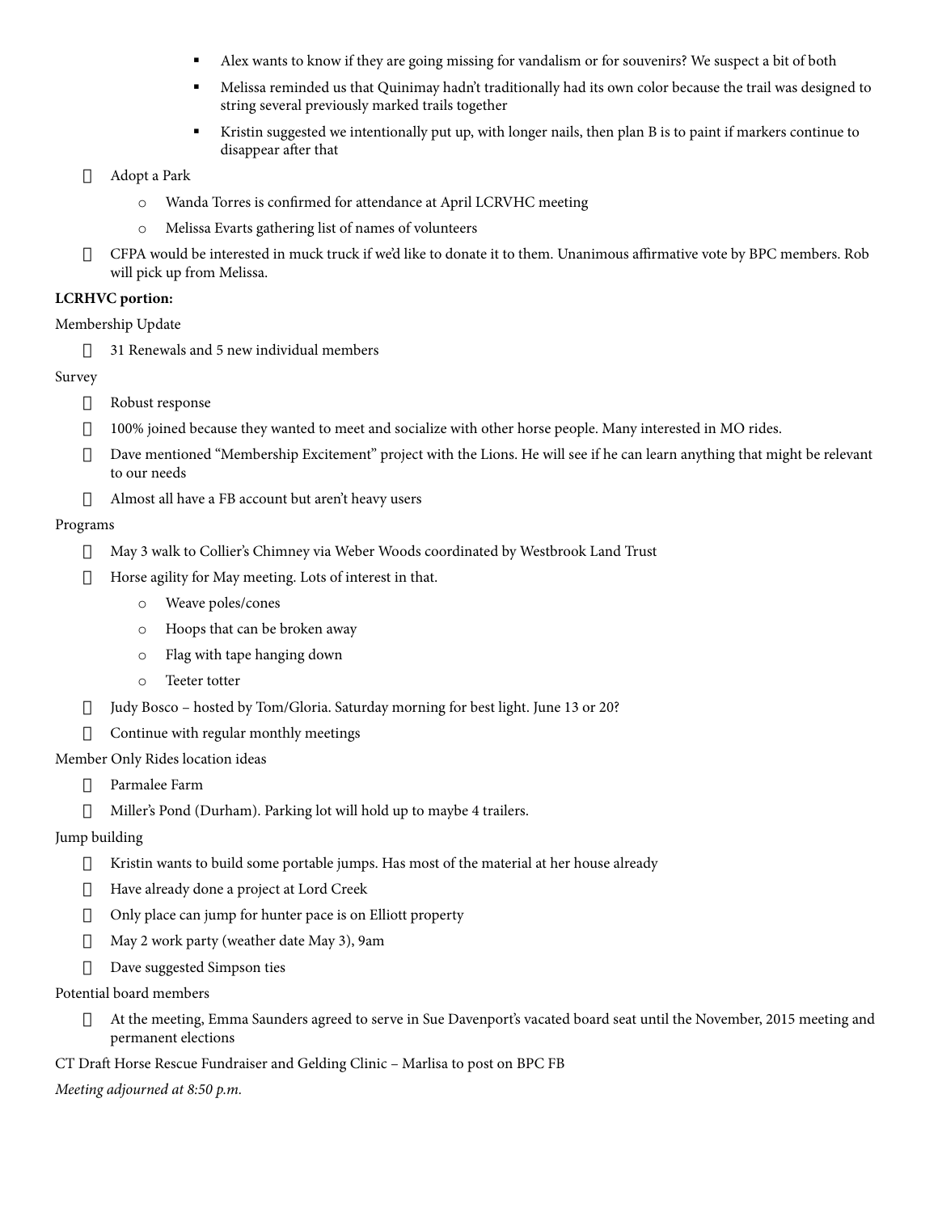- Alex wants to know if they are going missing for vandalism or for souvenirs? We suspect a bit of both
        - Melissa reminded us that Quinimay hadn't traditionally had its own color because the trail was designed to string several previously marked trails together
        - Kristin suggested we intentionally put up, with longer nails, then plan B is to paint if markers continue to disappear after that

- Adopt a Park
    - Wanda Torres is confirmed for attendance at April LCRVHC meeting
    - Melissa Evarts gathering list of names of volunteers
- CFPA would be interested in muck truck if we'd like to donate it to them. Unanimous affirmative vote by BPC members. Rob will pick up from Melissa.

**LCRHVC portion:**

Membership Update

- 31 Renewals and 5 new individual members

Survey

- Robust response
- 100% joined because they wanted to meet and socialize with other horse people. Many interested in MO rides.
- Dave mentioned "Membership Excitement" project with the Lions. He will see if he can learn anything that might be relevant to our needs
- Almost all have a FB account but aren't heavy users

Programs

- May 3 walk to Collier's Chimney via Weber Woods coordinated by Westbrook Land Trust
- Horse agility for May meeting. Lots of interest in that.
    - Weave poles/cones
    - Hoops that can be broken away
    - Flag with tape hanging down
    - Teeter totter
- Judy Bosco – hosted by Tom/Gloria. Saturday morning for best light. June 13 or 20?
- Continue with regular monthly meetings

Member Only Rides location ideas

- Parmalee Farm
- Miller's Pond (Durham). Parking lot will hold up to maybe 4 trailers.

Jump building

- Kristin wants to build some portable jumps. Has most of the material at her house already
- Have already done a project at Lord Creek
- Only place can jump for hunter pace is on Elliott property
- May 2 work party (weather date May 3), 9am
- Dave suggested Simpson ties

Potential board members

- At the meeting, Emma Saunders agreed to serve in Sue Davenport's vacated board seat until the November, 2015 meeting and permanent elections

CT Draft Horse Rescue Fundraiser and Gelding Clinic – Marlisa to post on BPC FB

*Meeting adjourned at 8:50 p.m.*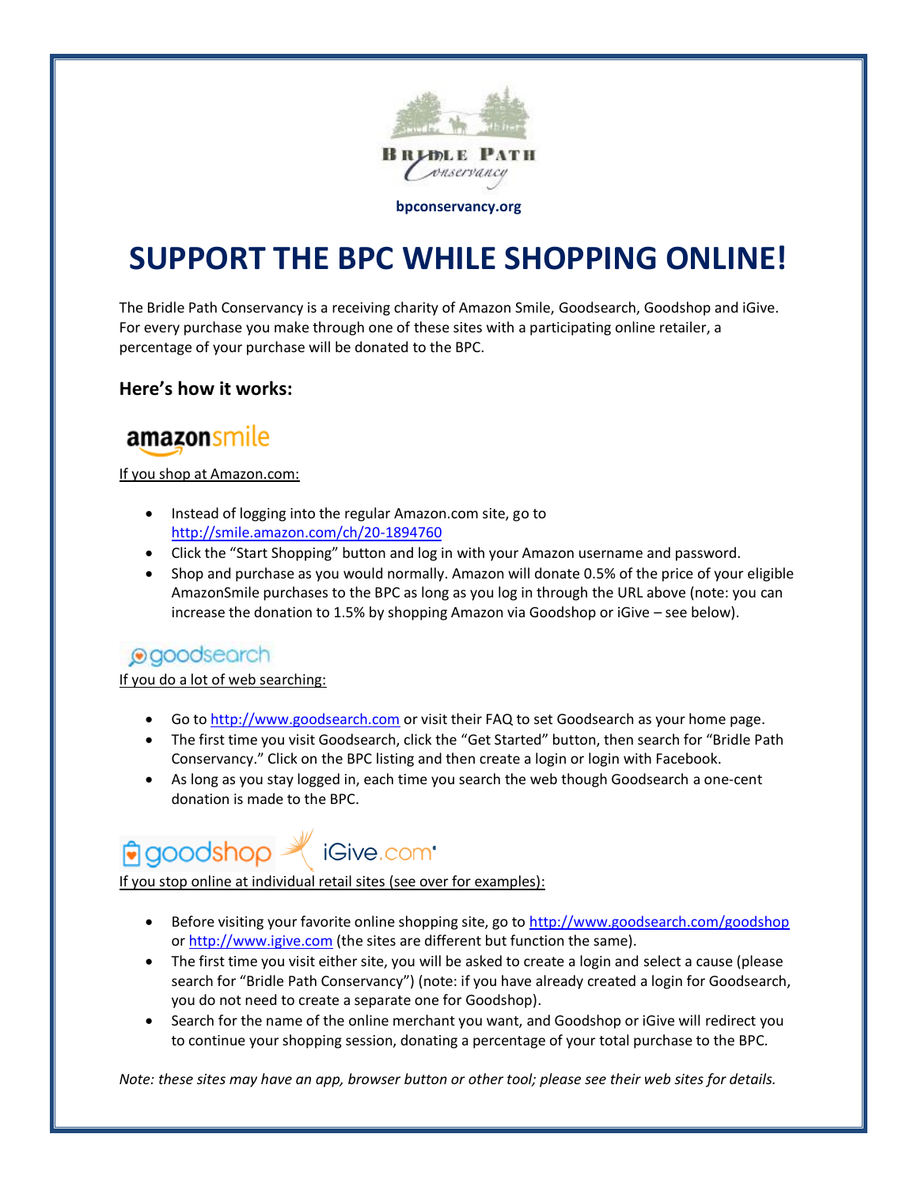Bridle Path Conservancy

**bpconservancy.org**

# SUPPORT THE BPC WHILE SHOPPING ONLINE!

The Bridle Path Conservancy is a receiving charity of Amazon Smile, Goodsearch, Goodshop and iGive. For every purchase you make through one of these sites with a participating online retailer, a percentage of your purchase will be donated to the BPC.

### Here's how it works:

**amazonsmile**

If you shop at Amazon.com:

- Instead of logging into the regular Amazon.com site, go to http://smile.amazon.com/ch/20-1894760
- Click the "Start Shopping" button and log in with your Amazon username and password.
- Shop and purchase as you would normally. Amazon will donate 0.5% of the price of your eligible AmazonSmile purchases to the BPC as long as you log in through the URL above (note: you can increase the donation to 1.5% by shopping Amazon via Goodshop or iGive – see below).

**goodsearch**

If you do a lot of web searching:

- Go to http://www.goodsearch.com or visit their FAQ to set Goodsearch as your home page.
- The first time you visit Goodsearch, click the "Get Started" button, then search for "Bridle Path Conservancy." Click on the BPC listing and then create a login or login with Facebook.
- As long as you stay logged in, each time you search the web though Goodsearch a one-cent donation is made to the BPC.

**goodshop** **iGive.com**

If you stop online at individual retail sites (see over for examples):

- Before visiting your favorite online shopping site, go to http://www.goodsearch.com/goodshop or http://www.igive.com (the sites are different but function the same).
- The first time you visit either site, you will be asked to create a login and select a cause (please search for "Bridle Path Conservancy") (note: if you have already created a login for Goodsearch, you do not need to create a separate one for Goodshop).
- Search for the name of the online merchant you want, and Goodshop or iGive will redirect you to continue your shopping session, donating a percentage of your total purchase to the BPC.

*Note: these sites may have an app, browser button or other tool; please see their web sites for details.*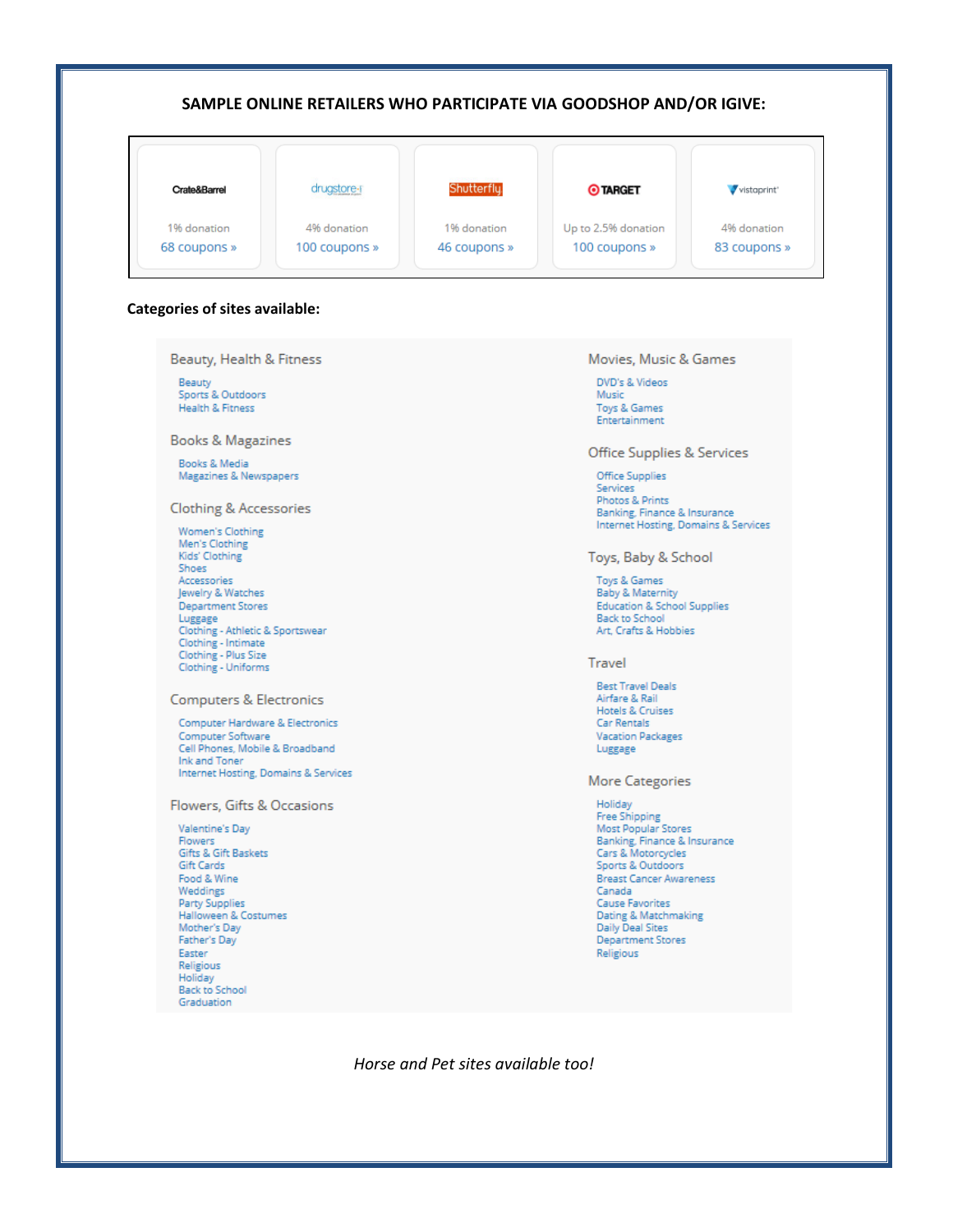**SAMPLE ONLINE RETAILERS WHO PARTICIPATE VIA GOODSHOP AND/OR IGIVE:**

| Crate&Barrel | drugstore | Shutterfly | TARGET | vistaprint |
|---|---|---|---|---|
| 1% donation | 4% donation | 1% donation | Up to 2.5% donation | 4% donation |
| 68 coupons » | 100 coupons » | 46 coupons » | 100 coupons » | 83 coupons » |

**Categories of sites available:**

Beauty, Health & Fitness

- Beauty
- Sports & Outdoors
- Health & Fitness

Books & Magazines

- Books & Media
- Magazines & Newspapers

Clothing & Accessories

- Women's Clothing
- Men's Clothing
- Kids' Clothing
- Shoes
- Accessories
- Jewelry & Watches
- Department Stores
- Luggage
- Clothing - Athletic & Sportswear
- Clothing - Intimate
- Clothing - Plus Size
- Clothing - Uniforms

Computers & Electronics

- Computer Hardware & Electronics
- Computer Software
- Cell Phones, Mobile & Broadband
- Ink and Toner
- Internet Hosting, Domains & Services

Flowers, Gifts & Occasions

- Valentine's Day
- Flowers
- Gifts & Gift Baskets
- Gift Cards
- Food & Wine
- Weddings
- Party Supplies
- Halloween & Costumes
- Mother's Day
- Father's Day
- Easter
- Religious
- Holiday
- Back to School
- Graduation

Movies, Music & Games

- DVD's & Videos
- Music
- Toys & Games
- Entertainment

Office Supplies & Services

- Office Supplies
- Services
- Photos & Prints
- Banking, Finance & Insurance
- Internet Hosting, Domains & Services

Toys, Baby & School

- Toys & Games
- Baby & Maternity
- Education & School Supplies
- Back to School
- Art, Crafts & Hobbies

Travel

- Best Travel Deals
- Airfare & Rail
- Hotels & Cruises
- Car Rentals
- Vacation Packages
- Luggage

More Categories

- Holiday
- Free Shipping
- Most Popular Stores
- Banking, Finance & Insurance
- Cars & Motorcycles
- Sports & Outdoors
- Breast Cancer Awareness
- Canada
- Cause Favorites
- Dating & Matchmaking
- Daily Deal Sites
- Department Stores
- Religious

*Horse and Pet sites available too!*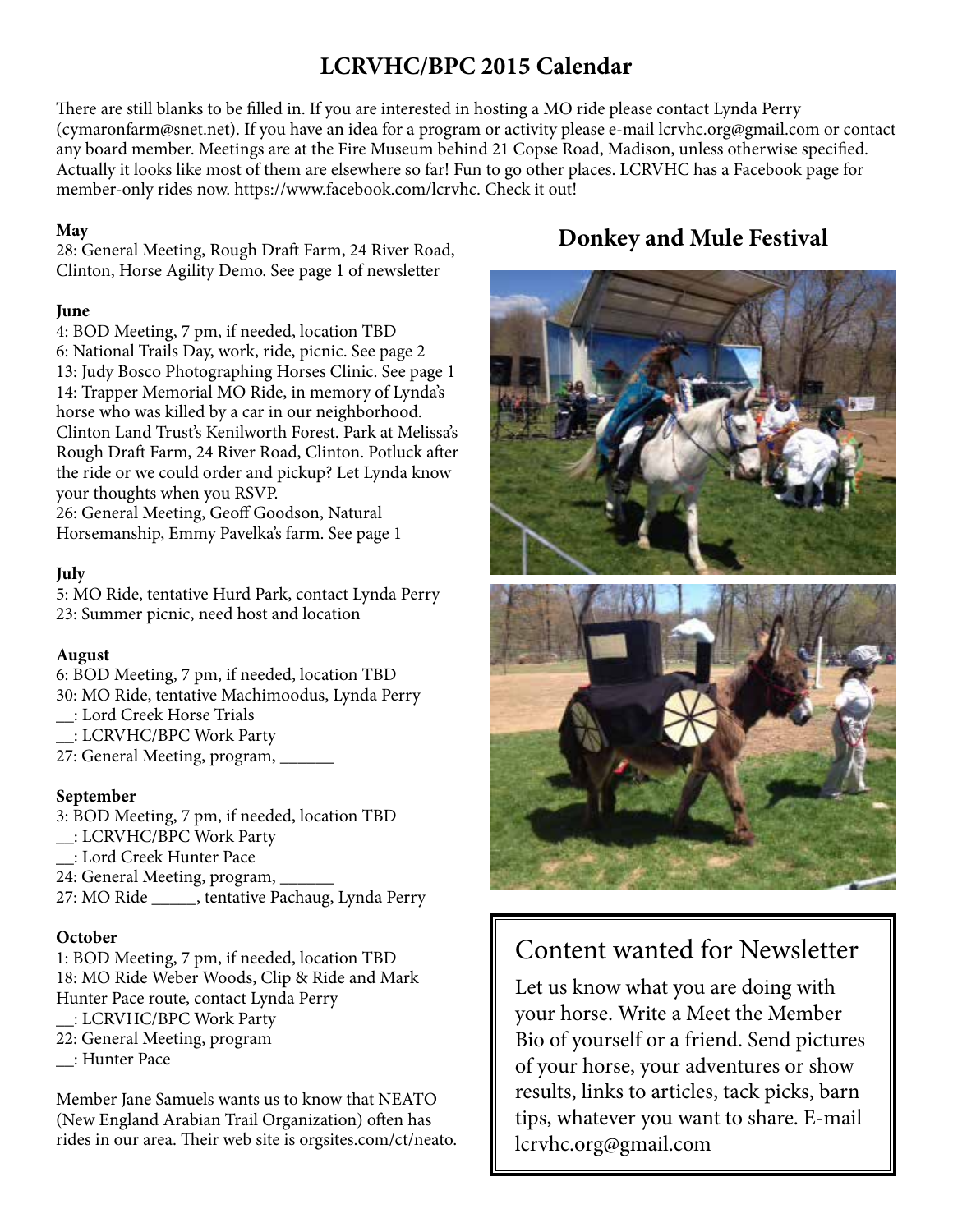# LCRVHC/BPC 2015 Calendar

There are still blanks to be filled in. If you are interested in hosting a MO ride please contact Lynda Perry (cymaronfarm@snet.net). If you have an idea for a program or activity please e-mail lcrvhc.org@gmail.com or contact any board member. Meetings are at the Fire Museum behind 21 Copse Road, Madison, unless otherwise specified. Actually it looks like most of them are elsewhere so far! Fun to go other places. LCRVHC has a Facebook page for member-only rides now. https://www.facebook.com/lcrvhc. Check it out!

**May**

28: General Meeting, Rough Draft Farm, 24 River Road, Clinton, Horse Agility Demo. See page 1 of newsletter

**June**

4: BOD Meeting, 7 pm, if needed, location TBD
6: National Trails Day, work, ride, picnic. See page 2
13: Judy Bosco Photographing Horses Clinic. See page 1
14: Trapper Memorial MO Ride, in memory of Lynda's horse who was killed by a car in our neighborhood. Clinton Land Trust's Kenilworth Forest. Park at Melissa's Rough Draft Farm, 24 River Road, Clinton. Potluck after the ride or we could order and pickup? Let Lynda know your thoughts when you RSVP.
26: General Meeting, Geoff Goodson, Natural Horsemanship, Emmy Pavelka's farm. See page 1

**July**

5: MO Ride, tentative Hurd Park, contact Lynda Perry
23: Summer picnic, need host and location

**August**

6: BOD Meeting, 7 pm, if needed, location TBD
30: MO Ride, tentative Machimoodus, Lynda Perry
__: Lord Creek Horse Trials
__: LCRVHC/BPC Work Party
27: General Meeting, program, ______

**September**

3: BOD Meeting, 7 pm, if needed, location TBD
__: LCRVHC/BPC Work Party
__: Lord Creek Hunter Pace
24: General Meeting, program, ______
27: MO Ride _____, tentative Pachaug, Lynda Perry

**October**

1: BOD Meeting, 7 pm, if needed, location TBD
18: MO Ride Weber Woods, Clip & Ride and Mark Hunter Pace route, contact Lynda Perry
__: LCRVHC/BPC Work Party
22: General Meeting, program
__: Hunter Pace

Member Jane Samuels wants us to know that NEATO (New England Arabian Trail Organization) often has rides in our area. Their web site is orgsites.com/ct/neato.

## Donkey and Mule Festival

## Content wanted for Newsletter

Let us know what you are doing with your horse. Write a Meet the Member Bio of yourself or a friend. Send pictures of your horse, your adventures or show results, links to articles, tack picks, barn tips, whatever you want to share. E-mail lcrvhc.org@gmail.com